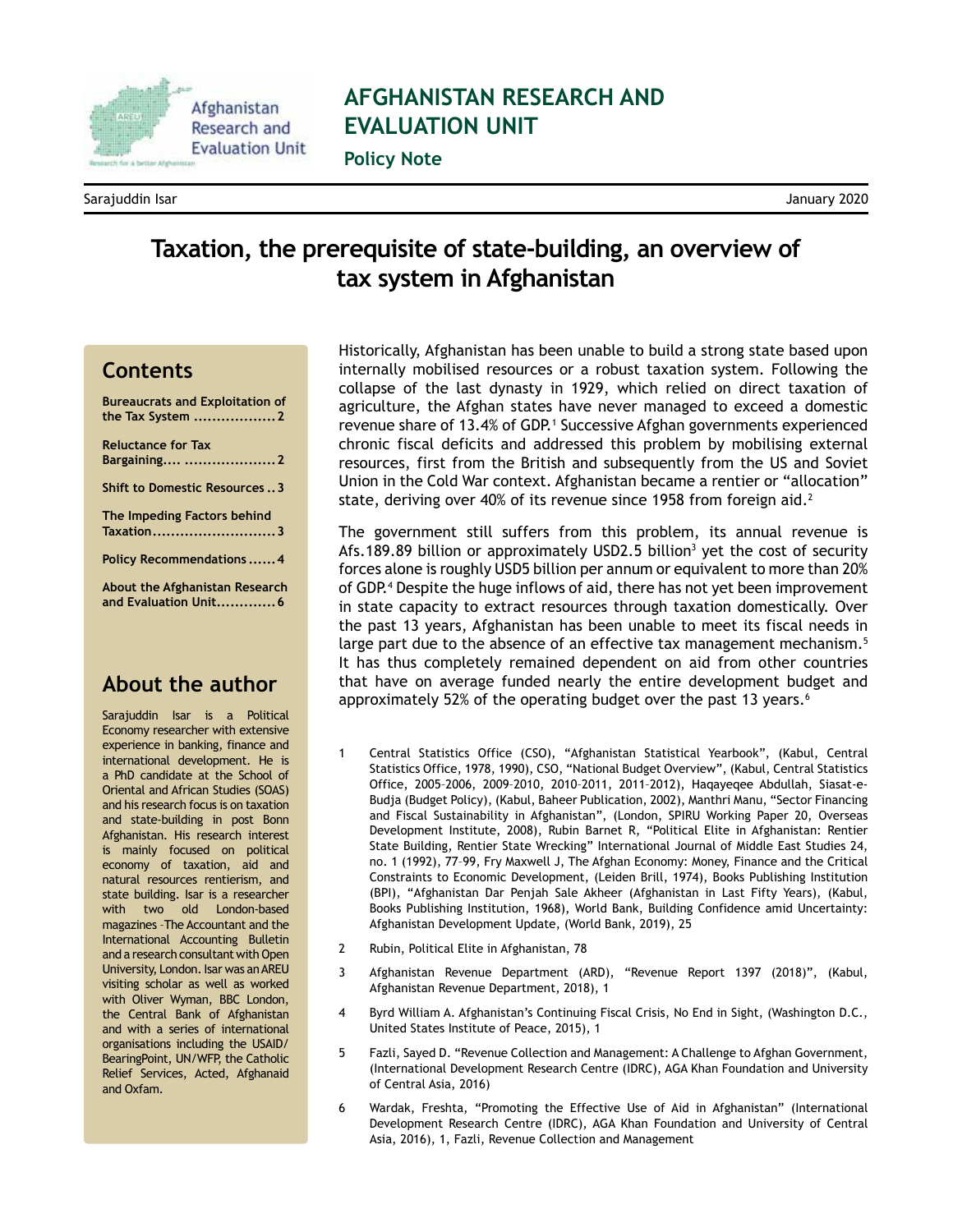# AFGHANISTAN RESEARCH AND EVALUATION UNIT

**Policy Note**

Sarajuddin Isar

January 2020

# Taxation, the prerequisite of state-building, an overview of tax system in Afghanistan

## Contents

- **Bureaucrats and Exploitation of the Tax System** ..................2
- **Reluctance for Tax Bargaining**.... ....................2
- **Shift to Domestic Resources** ..3
- **The Impeding Factors behind Taxation**...........................3
- **Policy Recommendations** ......4
- **About the Afghanistan Research and Evaluation Unit**.............6

## About the author

Sarajuddin Isar is a Political Economy researcher with extensive experience in banking, finance and international development. He is a PhD candidate at the School of Oriental and African Studies (SOAS) and his research focus is on taxation and state-building in post Bonn Afghanistan. His research interest is mainly focused on political economy of taxation, aid and natural resources rentierism, and state building. Isar is a researcher with two old London-based magazines –The Accountant and the International Accounting Bulletin and a research consultant with Open University, London. Isar was an AREU visiting scholar as well as worked with Oliver Wyman, BBC London, the Central Bank of Afghanistan and with a series of international organisations including the USAID/BearingPoint, UN/WFP, the Catholic Relief Services, Acted, Afghanaid and Oxfam.

Historically, Afghanistan has been unable to build a strong state based upon internally mobilised resources or a robust taxation system. Following the collapse of the last dynasty in 1929, which relied on direct taxation of agriculture, the Afghan states have never managed to exceed a domestic revenue share of 13.4% of GDP.[1] Successive Afghan governments experienced chronic fiscal deficits and addressed this problem by mobilising external resources, first from the British and subsequently from the US and Soviet Union in the Cold War context. Afghanistan became a rentier or "allocation" state, deriving over 40% of its revenue since 1958 from foreign aid.[2]

The government still suffers from this problem, its annual revenue is Afs.189.89 billion or approximately USD2.5 billion[3] yet the cost of security forces alone is roughly USD5 billion per annum or equivalent to more than 20% of GDP.[4] Despite the huge inflows of aid, there has not yet been improvement in state capacity to extract resources through taxation domestically. Over the past 13 years, Afghanistan has been unable to meet its fiscal needs in large part due to the absence of an effective tax management mechanism.[5] It has thus completely remained dependent on aid from other countries that have on average funded nearly the entire development budget and approximately 52% of the operating budget over the past 13 years.[6]

1 Central Statistics Office (CSO), "Afghanistan Statistical Yearbook", (Kabul, Central Statistics Office, 1978, 1990), CSO, "National Budget Overview", (Kabul, Central Statistics Office, 2005–2006, 2009–2010, 2010–2011, 2011–2012), Haqayeqee Abdullah, Siasat-e-Budja (Budget Policy), (Kabul, Baheer Publication, 2002), Manthri Manu, "Sector Financing and Fiscal Sustainability in Afghanistan", (London, SPIRU Working Paper 20, Overseas Development Institute, 2008), Rubin Barnet R, "Political Elite in Afghanistan: Rentier State Building, Rentier State Wrecking" International Journal of Middle East Studies 24, no. 1 (1992), 77–99, Fry Maxwell J, The Afghan Economy: Money, Finance and the Critical Constraints to Economic Development, (Leiden Brill, 1974), Books Publishing Institution (BPI), "Afghanistan Dar Penjah Sale Akheer (Afghanistan in Last Fifty Years), (Kabul, Books Publishing Institution, 1968), World Bank, Building Confidence amid Uncertainty: Afghanistan Development Update, (World Bank, 2019), 25

2 Rubin, Political Elite in Afghanistan, 78

3 Afghanistan Revenue Department (ARD), "Revenue Report 1397 (2018)", (Kabul, Afghanistan Revenue Department, 2018), 1

4 Byrd William A. Afghanistan's Continuing Fiscal Crisis, No End in Sight, (Washington D.C., United States Institute of Peace, 2015), 1

5 Fazli, Sayed D. "Revenue Collection and Management: A Challenge to Afghan Government, (International Development Research Centre (IDRC), AGA Khan Foundation and University of Central Asia, 2016)

6 Wardak, Freshta, "Promoting the Effective Use of Aid in Afghanistan" (International Development Research Centre (IDRC), AGA Khan Foundation and University of Central Asia, 2016), 1, Fazli, Revenue Collection and Management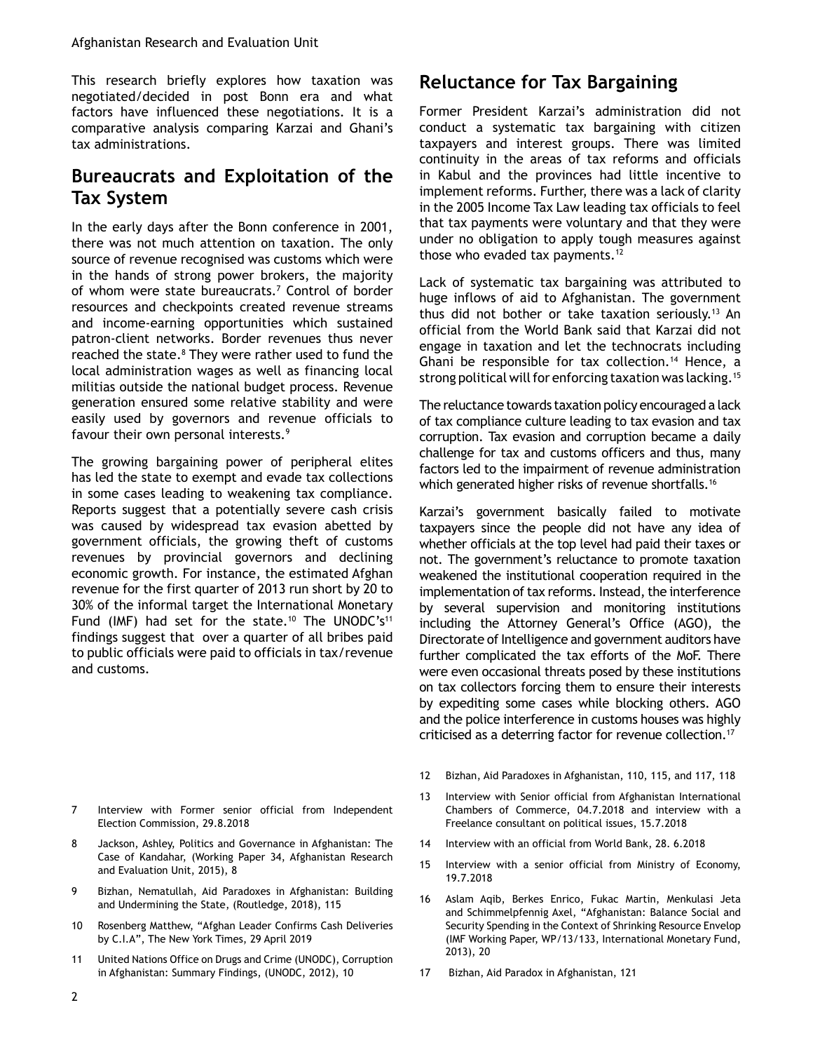This research briefly explores how taxation was negotiated/decided in post Bonn era and what factors have influenced these negotiations. It is a comparative analysis comparing Karzai and Ghani's tax administrations.

## Bureaucrats and Exploitation of the Tax System

In the early days after the Bonn conference in 2001, there was not much attention on taxation. The only source of revenue recognised was customs which were in the hands of strong power brokers, the majority of whom were state bureaucrats.[7] Control of border resources and checkpoints created revenue streams and income-earning opportunities which sustained patron-client networks. Border revenues thus never reached the state.[8] They were rather used to fund the local administration wages as well as financing local militias outside the national budget process. Revenue generation ensured some relative stability and were easily used by governors and revenue officials to favour their own personal interests.[9]

The growing bargaining power of peripheral elites has led the state to exempt and evade tax collections in some cases leading to weakening tax compliance. Reports suggest that a potentially severe cash crisis was caused by widespread tax evasion abetted by government officials, the growing theft of customs revenues by provincial governors and declining economic growth. For instance, the estimated Afghan revenue for the first quarter of 2013 run short by 20 to 30% of the informal target the International Monetary Fund (IMF) had set for the state.[10] The UNODC's[11] findings suggest that over a quarter of all bribes paid to public officials were paid to officials in tax/revenue and customs.

## Reluctance for Tax Bargaining

Former President Karzai's administration did not conduct a systematic tax bargaining with citizen taxpayers and interest groups. There was limited continuity in the areas of tax reforms and officials in Kabul and the provinces had little incentive to implement reforms. Further, there was a lack of clarity in the 2005 Income Tax Law leading tax officials to feel that tax payments were voluntary and that they were under no obligation to apply tough measures against those who evaded tax payments.[12]

Lack of systematic tax bargaining was attributed to huge inflows of aid to Afghanistan. The government thus did not bother or take taxation seriously.[13] An official from the World Bank said that Karzai did not engage in taxation and let the technocrats including Ghani be responsible for tax collection.[14] Hence, a strong political will for enforcing taxation was lacking.[15]

The reluctance towards taxation policy encouraged a lack of tax compliance culture leading to tax evasion and tax corruption. Tax evasion and corruption became a daily challenge for tax and customs officers and thus, many factors led to the impairment of revenue administration which generated higher risks of revenue shortfalls.[16]

Karzai's government basically failed to motivate taxpayers since the people did not have any idea of whether officials at the top level had paid their taxes or not. The government's reluctance to promote taxation weakened the institutional cooperation required in the implementation of tax reforms. Instead, the interference by several supervision and monitoring institutions including the Attorney General's Office (AGO), the Directorate of Intelligence and government auditors have further complicated the tax efforts of the MoF. There were even occasional threats posed by these institutions on tax collectors forcing them to ensure their interests by expediting some cases while blocking others. AGO and the police interference in customs houses was highly criticised as a deterring factor for revenue collection.[17]

---

7 Interview with Former senior official from Independent Election Commission, 29.8.2018

8 Jackson, Ashley, Politics and Governance in Afghanistan: The Case of Kandahar, (Working Paper 34, Afghanistan Research and Evaluation Unit, 2015), 8

9 Bizhan, Nematullah, Aid Paradoxes in Afghanistan: Building and Undermining the State, (Routledge, 2018), 115

10 Rosenberg Matthew, "Afghan Leader Confirms Cash Deliveries by C.I.A", The New York Times, 29 April 2019

11 United Nations Office on Drugs and Crime (UNODC), Corruption in Afghanistan: Summary Findings, (UNODC, 2012), 10

12 Bizhan, Aid Paradoxes in Afghanistan, 110, 115, and 117, 118

13 Interview with Senior official from Afghanistan International Chambers of Commerce, 04.7.2018 and interview with a Freelance consultant on political issues, 15.7.2018

14 Interview with an official from World Bank, 28. 6.2018

15 Interview with a senior official from Ministry of Economy, 19.7.2018

16 Aslam Aqib, Berkes Enrico, Fukac Martin, Menkulasi Jeta and Schimmelpfennig Axel, "Afghanistan: Balance Social and Security Spending in the Context of Shrinking Resource Envelop (IMF Working Paper, WP/13/133, International Monetary Fund, 2013), 20

17 Bizhan, Aid Paradox in Afghanistan, 121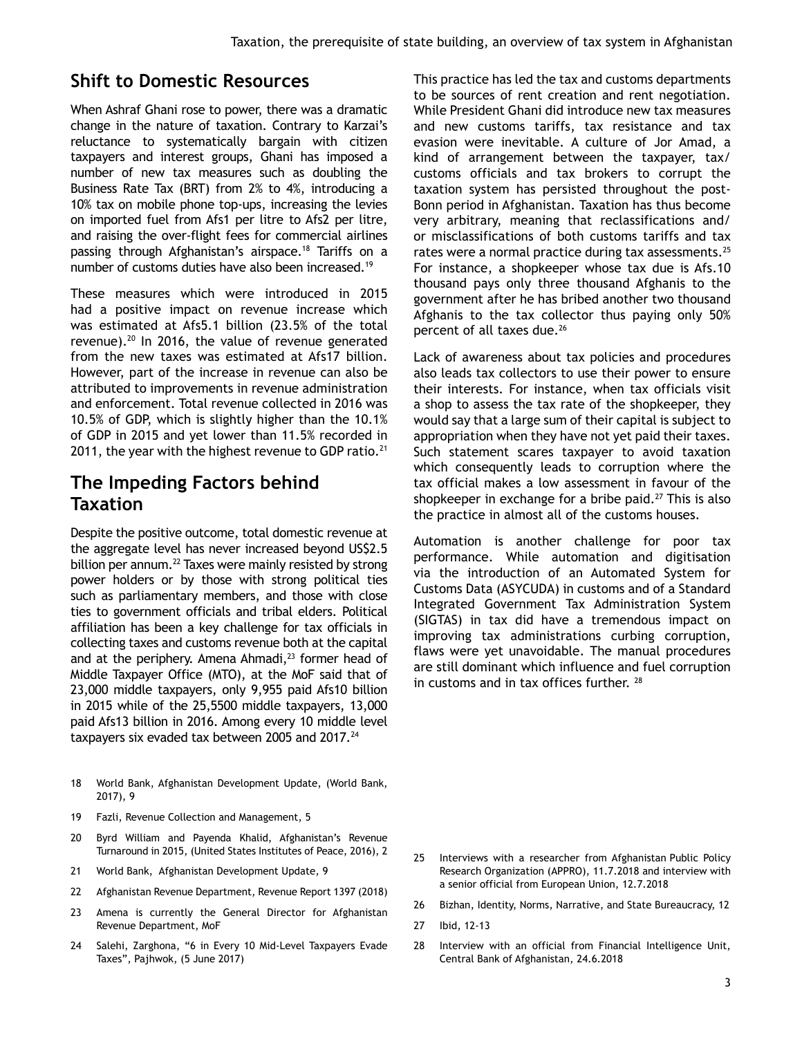## Shift to Domestic Resources

When Ashraf Ghani rose to power, there was a dramatic change in the nature of taxation. Contrary to Karzai's reluctance to systematically bargain with citizen taxpayers and interest groups, Ghani has imposed a number of new tax measures such as doubling the Business Rate Tax (BRT) from 2% to 4%, introducing a 10% tax on mobile phone top-ups, increasing the levies on imported fuel from Afs1 per litre to Afs2 per litre, and raising the over-flight fees for commercial airlines passing through Afghanistan's airspace.[18] Tariffs on a number of customs duties have also been increased.[19]

These measures which were introduced in 2015 had a positive impact on revenue increase which was estimated at Afs5.1 billion (23.5% of the total revenue).[20] In 2016, the value of revenue generated from the new taxes was estimated at Afs17 billion. However, part of the increase in revenue can also be attributed to improvements in revenue administration and enforcement. Total revenue collected in 2016 was 10.5% of GDP, which is slightly higher than the 10.1% of GDP in 2015 and yet lower than 11.5% recorded in 2011, the year with the highest revenue to GDP ratio.[21]

## The Impeding Factors behind Taxation

Despite the positive outcome, total domestic revenue at the aggregate level has never increased beyond US$2.5 billion per annum.[22] Taxes were mainly resisted by strong power holders or by those with strong political ties such as parliamentary members, and those with close ties to government officials and tribal elders. Political affiliation has been a key challenge for tax officials in collecting taxes and customs revenue both at the capital and at the periphery. Amena Ahmadi,[23] former head of Middle Taxpayer Office (MTO), at the MoF said that of 23,000 middle taxpayers, only 9,955 paid Afs10 billion in 2015 while of the 25,5500 middle taxpayers, 13,000 paid Afs13 billion in 2016. Among every 10 middle level taxpayers six evaded tax between 2005 and 2017.[24]

This practice has led the tax and customs departments to be sources of rent creation and rent negotiation. While President Ghani did introduce new tax measures and new customs tariffs, tax resistance and tax evasion were inevitable. A culture of Jor Amad, a kind of arrangement between the taxpayer, tax/customs officials and tax brokers to corrupt the taxation system has persisted throughout the post-Bonn period in Afghanistan. Taxation has thus become very arbitrary, meaning that reclassifications and/or misclassifications of both customs tariffs and tax rates were a normal practice during tax assessments.[25] For instance, a shopkeeper whose tax due is Afs.10 thousand pays only three thousand Afghanis to the government after he has bribed another two thousand Afghanis to the tax collector thus paying only 50% percent of all taxes due.[26]

Lack of awareness about tax policies and procedures also leads tax collectors to use their power to ensure their interests. For instance, when tax officials visit a shop to assess the tax rate of the shopkeeper, they would say that a large sum of their capital is subject to appropriation when they have not yet paid their taxes. Such statement scares taxpayer to avoid taxation which consequently leads to corruption where the tax official makes a low assessment in favour of the shopkeeper in exchange for a bribe paid.[27] This is also the practice in almost all of the customs houses.

Automation is another challenge for poor tax performance. While automation and digitisation via the introduction of an Automated System for Customs Data (ASYCUDA) in customs and of a Standard Integrated Government Tax Administration System (SIGTAS) in tax did have a tremendous impact on improving tax administrations curbing corruption, flaws were yet unavoidable. The manual procedures are still dominant which influence and fuel corruption in customs and in tax offices further. [28]

18 World Bank, Afghanistan Development Update, (World Bank, 2017), 9

19 Fazli, Revenue Collection and Management, 5

20 Byrd William and Payenda Khalid, Afghanistan's Revenue Turnaround in 2015, (United States Institutes of Peace, 2016), 2

21 World Bank, Afghanistan Development Update, 9

22 Afghanistan Revenue Department, Revenue Report 1397 (2018)

23 Amena is currently the General Director for Afghanistan Revenue Department, MoF

24 Salehi, Zarghona, "6 in Every 10 Mid-Level Taxpayers Evade Taxes", Pajhwok, (5 June 2017)

25 Interviews with a researcher from Afghanistan Public Policy Research Organization (APPRO), 11.7.2018 and interview with a senior official from European Union, 12.7.2018

26 Bizhan, Identity, Norms, Narrative, and State Bureaucracy, 12

27 Ibid, 12-13

28 Interview with an official from Financial Intelligence Unit, Central Bank of Afghanistan, 24.6.2018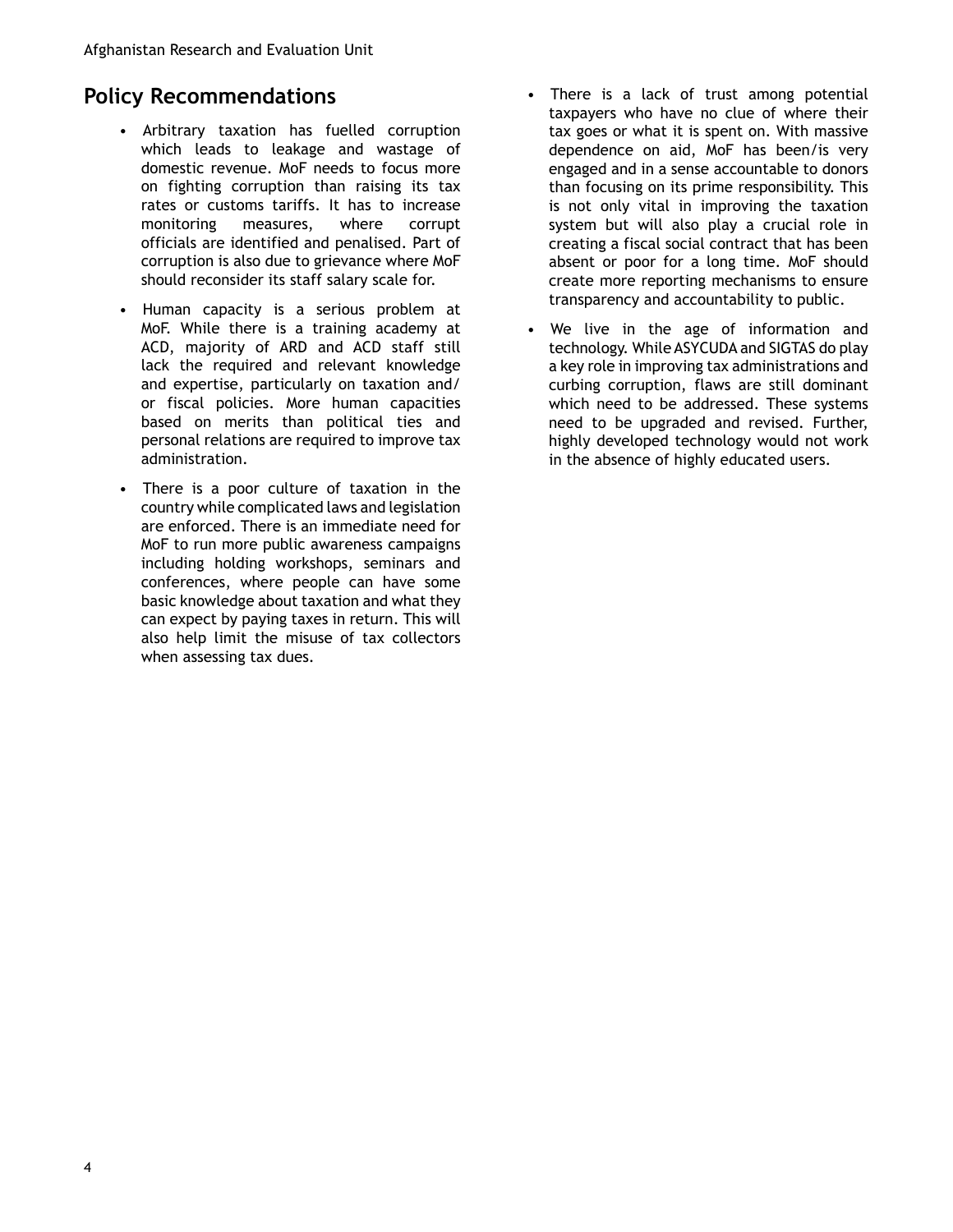## Policy Recommendations

- Arbitrary taxation has fuelled corruption which leads to leakage and wastage of domestic revenue. MoF needs to focus more on fighting corruption than raising its tax rates or customs tariffs. It has to increase monitoring measures, where corrupt officials are identified and penalised. Part of corruption is also due to grievance where MoF should reconsider its staff salary scale for.
- Human capacity is a serious problem at MoF. While there is a training academy at ACD, majority of ARD and ACD staff still lack the required and relevant knowledge and expertise, particularly on taxation and/or fiscal policies. More human capacities based on merits than political ties and personal relations are required to improve tax administration.
- There is a poor culture of taxation in the country while complicated laws and legislation are enforced. There is an immediate need for MoF to run more public awareness campaigns including holding workshops, seminars and conferences, where people can have some basic knowledge about taxation and what they can expect by paying taxes in return. This will also help limit the misuse of tax collectors when assessing tax dues.
- There is a lack of trust among potential taxpayers who have no clue of where their tax goes or what it is spent on. With massive dependence on aid, MoF has been/is very engaged and in a sense accountable to donors than focusing on its prime responsibility. This is not only vital in improving the taxation system but will also play a crucial role in creating a fiscal social contract that has been absent or poor for a long time. MoF should create more reporting mechanisms to ensure transparency and accountability to public.
- We live in the age of information and technology. While ASYCUDA and SIGTAS do play a key role in improving tax administrations and curbing corruption, flaws are still dominant which need to be addressed. These systems need to be upgraded and revised. Further, highly developed technology would not work in the absence of highly educated users.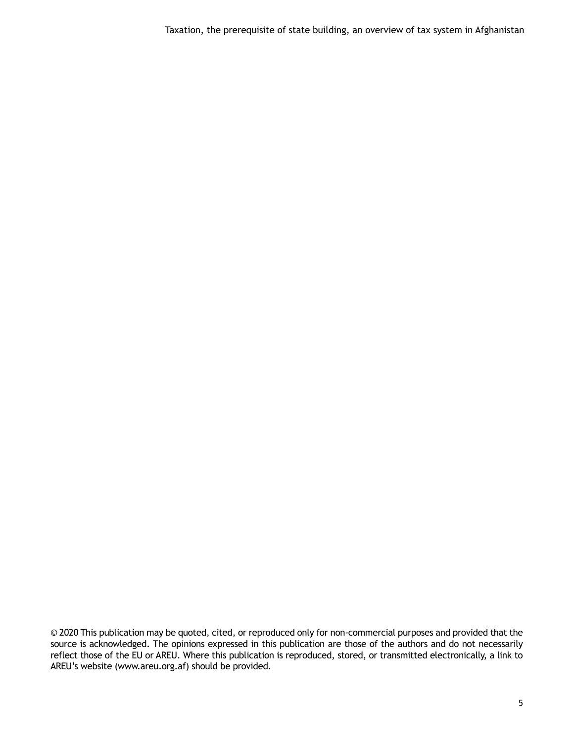© 2020 This publication may be quoted, cited, or reproduced only for non-commercial purposes and provided that the source is acknowledged. The opinions expressed in this publication are those of the authors and do not necessarily reflect those of the EU or AREU. Where this publication is reproduced, stored, or transmitted electronically, a link to AREU's website (www.areu.org.af) should be provided.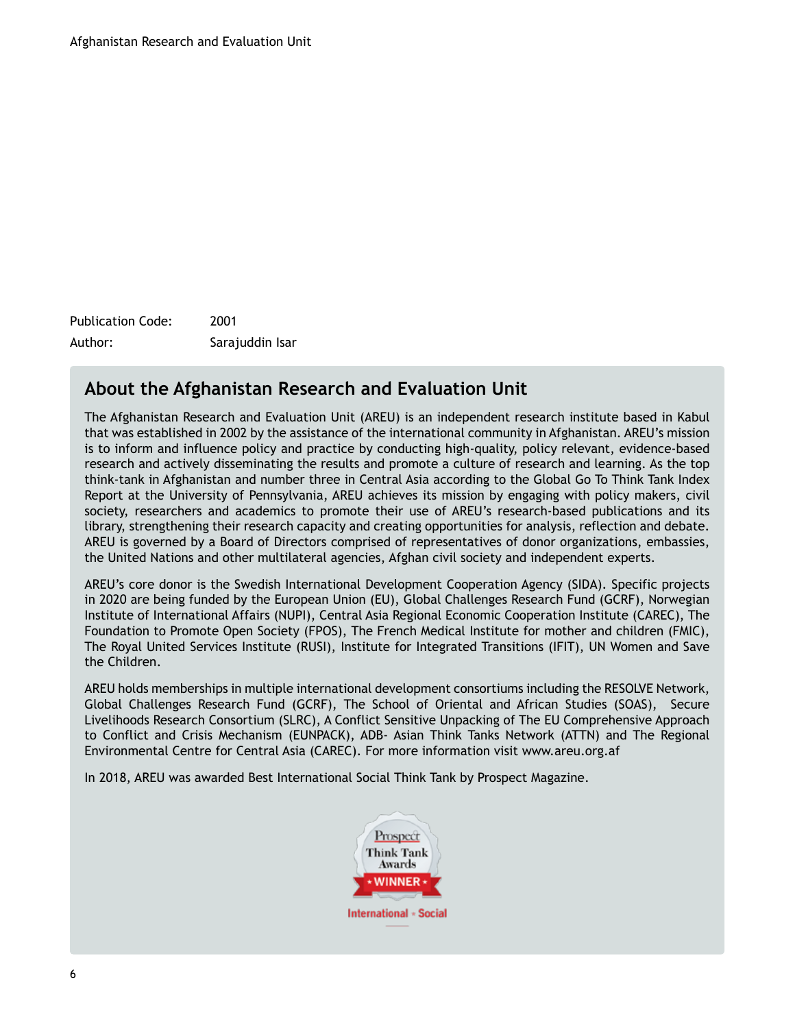Publication Code: 2001

Author: Sarajuddin Isar

## About the Afghanistan Research and Evaluation Unit

The Afghanistan Research and Evaluation Unit (AREU) is an independent research institute based in Kabul that was established in 2002 by the assistance of the international community in Afghanistan. AREU's mission is to inform and influence policy and practice by conducting high-quality, policy relevant, evidence-based research and actively disseminating the results and promote a culture of research and learning. As the top think-tank in Afghanistan and number three in Central Asia according to the Global Go To Think Tank Index Report at the University of Pennsylvania, AREU achieves its mission by engaging with policy makers, civil society, researchers and academics to promote their use of AREU's research-based publications and its library, strengthening their research capacity and creating opportunities for analysis, reflection and debate. AREU is governed by a Board of Directors comprised of representatives of donor organizations, embassies, the United Nations and other multilateral agencies, Afghan civil society and independent experts.

AREU's core donor is the Swedish International Development Cooperation Agency (SIDA). Specific projects in 2020 are being funded by the European Union (EU), Global Challenges Research Fund (GCRF), Norwegian Institute of International Affairs (NUPI), Central Asia Regional Economic Cooperation Institute (CAREC), The Foundation to Promote Open Society (FPOS), The French Medical Institute for mother and children (FMIC), The Royal United Services Institute (RUSI), Institute for Integrated Transitions (IFIT), UN Women and Save the Children.

AREU holds memberships in multiple international development consortiums including the RESOLVE Network, Global Challenges Research Fund (GCRF), The School of Oriental and African Studies (SOAS), Secure Livelihoods Research Consortium (SLRC), A Conflict Sensitive Unpacking of The EU Comprehensive Approach to Conflict and Crisis Mechanism (EUNPACK), ADB- Asian Think Tanks Network (ATTN) and The Regional Environmental Centre for Central Asia (CAREC). For more information visit www.areu.org.af

In 2018, AREU was awarded Best International Social Think Tank by Prospect Magazine.

Prospect Think Tank Awards WINNER International - Social